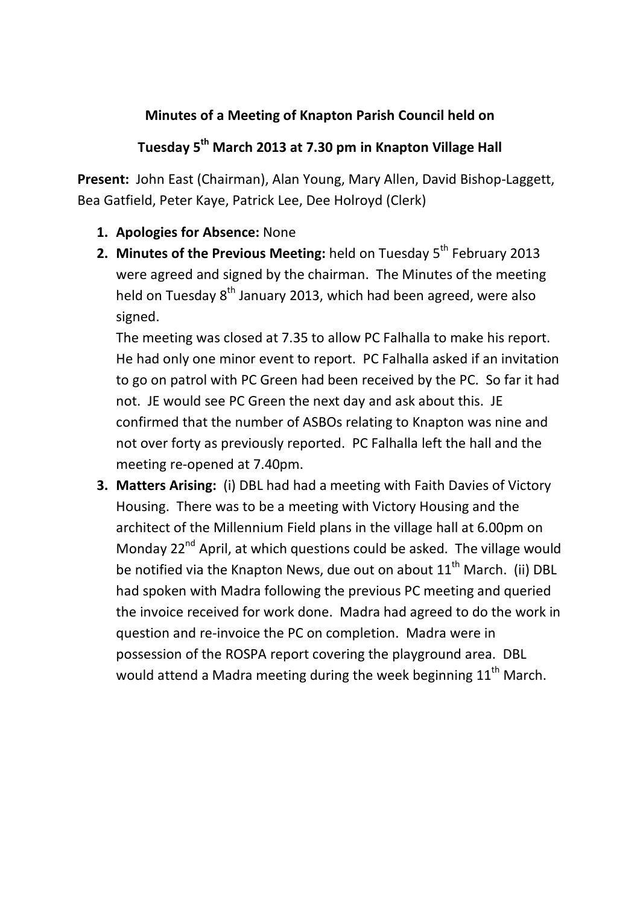**Minutes of a Meeting of Knapton Parish Council held on**

**Tuesday 5th March 2013 at 7.30 pm in Knapton Village Hall**

**Present:** John East (Chairman), Alan Young, Mary Allen, David Bishop-Laggett, Bea Gatfield, Peter Kaye, Patrick Lee, Dee Holroyd (Clerk)

1. **Apologies for Absence:** None
2. **Minutes of the Previous Meeting:** held on Tuesday 5th February 2013 were agreed and signed by the chairman. The Minutes of the meeting held on Tuesday 8th January 2013, which had been agreed, were also signed.

   The meeting was closed at 7.35 to allow PC Falhalla to make his report. He had only one minor event to report. PC Falhalla asked if an invitation to go on patrol with PC Green had been received by the PC. So far it had not. JE would see PC Green the next day and ask about this. JE confirmed that the number of ASBOs relating to Knapton was nine and not over forty as previously reported. PC Falhalla left the hall and the meeting re-opened at 7.40pm.
3. **Matters Arising:** (i) DBL had had a meeting with Faith Davies of Victory Housing. There was to be a meeting with Victory Housing and the architect of the Millennium Field plans in the village hall at 6.00pm on Monday 22nd April, at which questions could be asked. The village would be notified via the Knapton News, due out on about 11th March. (ii) DBL had spoken with Madra following the previous PC meeting and queried the invoice received for work done. Madra had agreed to do the work in question and re-invoice the PC on completion. Madra were in possession of the ROSPA report covering the playground area. DBL would attend a Madra meeting during the week beginning 11th March.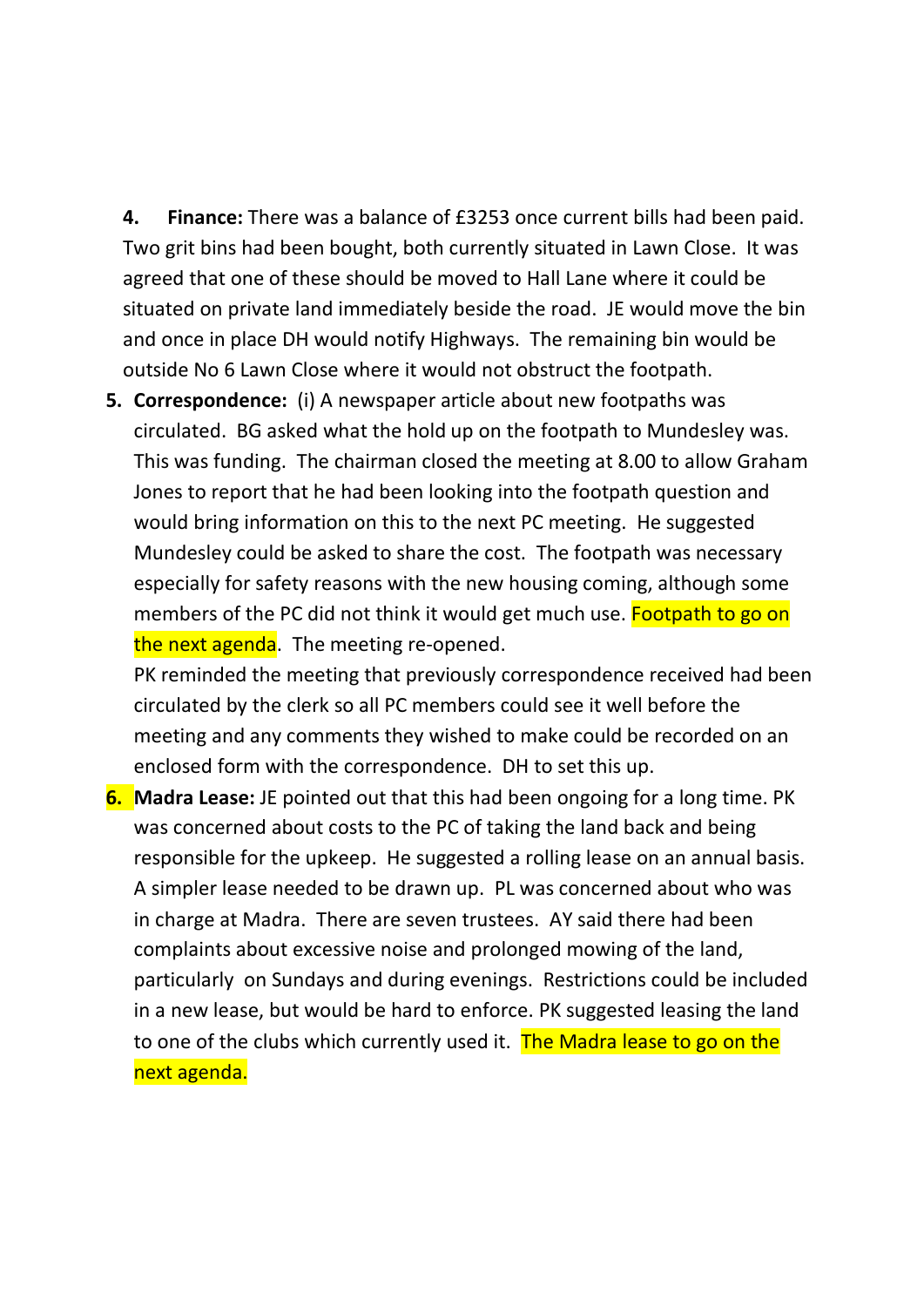4. **Finance:** There was a balance of £3253 once current bills had been paid. Two grit bins had been bought, both currently situated in Lawn Close. It was agreed that one of these should be moved to Hall Lane where it could be situated on private land immediately beside the road. JE would move the bin and once in place DH would notify Highways. The remaining bin would be outside No 6 Lawn Close where it would not obstruct the footpath.

5. **Correspondence:** (i) A newspaper article about new footpaths was circulated. BG asked what the hold up on the footpath to Mundesley was. This was funding. The chairman closed the meeting at 8.00 to allow Graham Jones to report that he had been looking into the footpath question and would bring information on this to the next PC meeting. He suggested Mundesley could be asked to share the cost. The footpath was necessary especially for safety reasons with the new housing coming, although some members of the PC did not think it would get much use. Footpath to go on the next agenda. The meeting re-opened.

   PK reminded the meeting that previously correspondence received had been circulated by the clerk so all PC members could see it well before the meeting and any comments they wished to make could be recorded on an enclosed form with the correspondence. DH to set this up.

6. **Madra Lease:** JE pointed out that this had been ongoing for a long time. PK was concerned about costs to the PC of taking the land back and being responsible for the upkeep. He suggested a rolling lease on an annual basis. A simpler lease needed to be drawn up. PL was concerned about who was in charge at Madra. There are seven trustees. AY said there had been complaints about excessive noise and prolonged mowing of the land, particularly on Sundays and during evenings. Restrictions could be included in a new lease, but would be hard to enforce. PK suggested leasing the land to one of the clubs which currently used it. The Madra lease to go on the next agenda.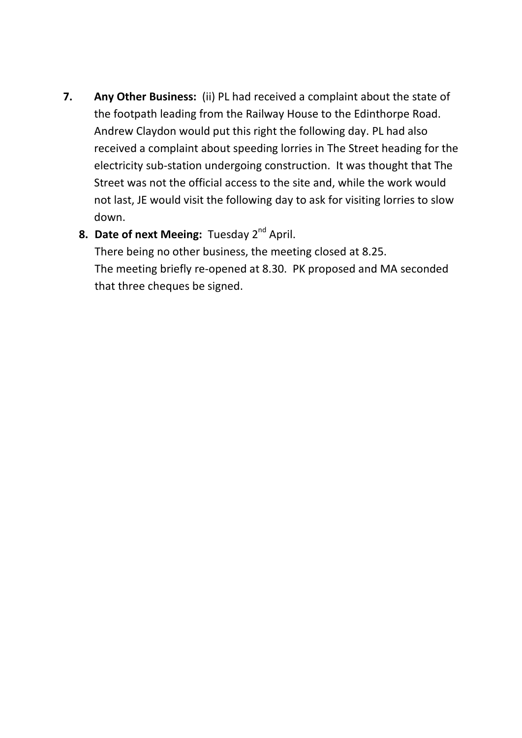**7. Any Other Business:** (ii) PL had received a complaint about the state of the footpath leading from the Railway House to the Edinthorpe Road. Andrew Claydon would put this right the following day. PL had also received a complaint about speeding lorries in The Street heading for the electricity sub-station undergoing construction. It was thought that The Street was not the official access to the site and, while the work would not last, JE would visit the following day to ask for visiting lorries to slow down.

**8. Date of next Meeing:** Tuesday 2nd April.

There being no other business, the meeting closed at 8.25.

The meeting briefly re-opened at 8.30. PK proposed and MA seconded that three cheques be signed.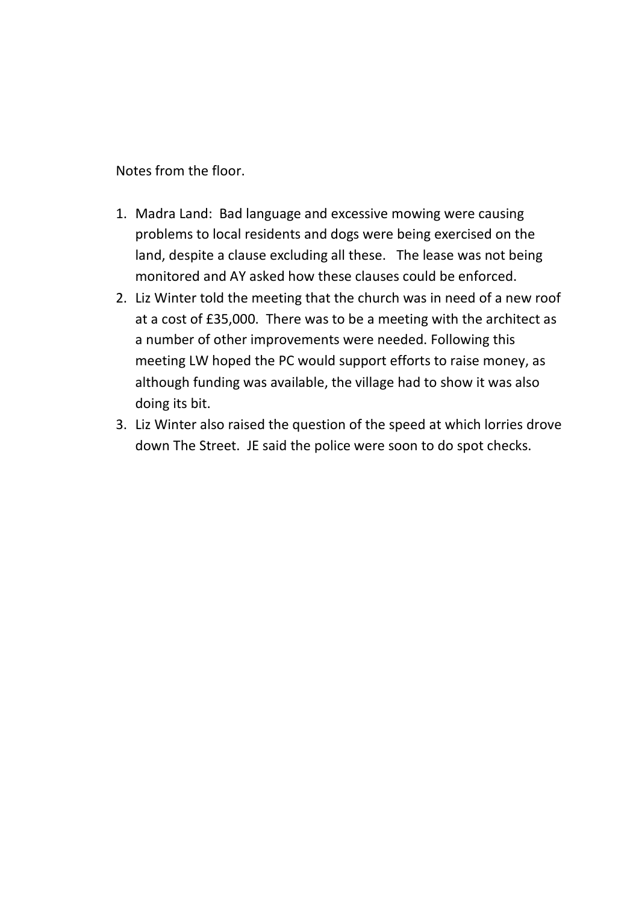Notes from the floor.

1. Madra Land: Bad language and excessive mowing were causing problems to local residents and dogs were being exercised on the land, despite a clause excluding all these. The lease was not being monitored and AY asked how these clauses could be enforced.
2. Liz Winter told the meeting that the church was in need of a new roof at a cost of £35,000. There was to be a meeting with the architect as a number of other improvements were needed. Following this meeting LW hoped the PC would support efforts to raise money, as although funding was available, the village had to show it was also doing its bit.
3. Liz Winter also raised the question of the speed at which lorries drove down The Street. JE said the police were soon to do spot checks.